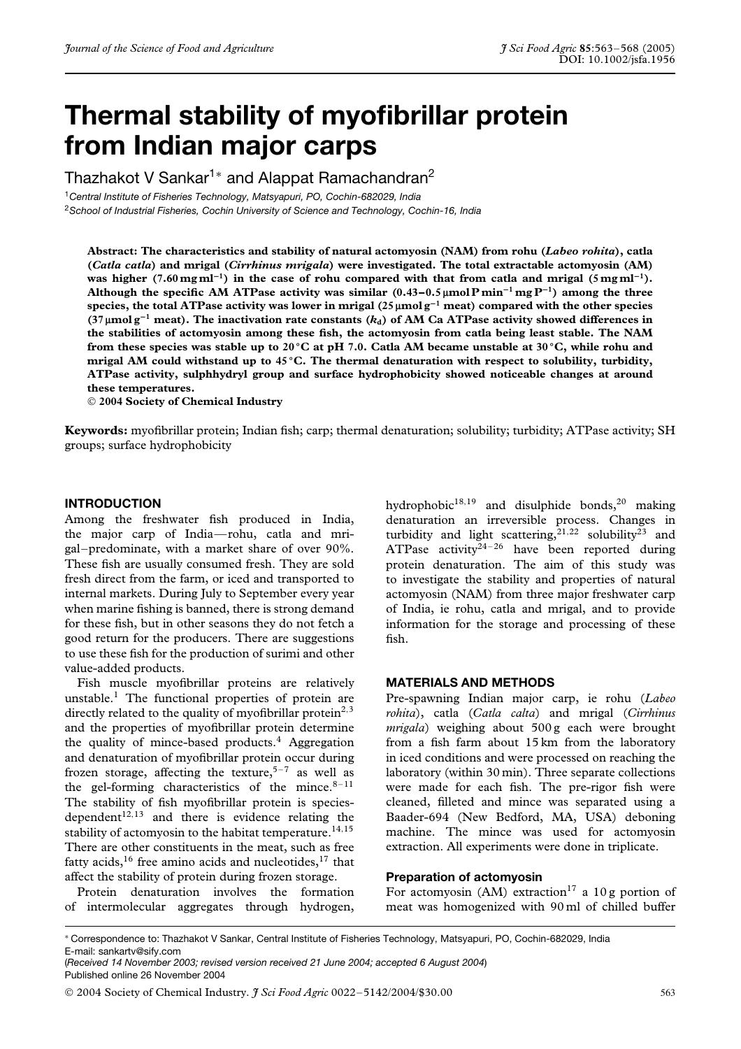# Thermal stability of myofibrillar protein from Indian major carps

Thazhakot V Sankar[1]* and Alappat Ramachandran[2]

[1] *Central Institute of Fisheries Technology, Matsyapuri, PO, Cochin-682029, India*

[2] *School of Industrial Fisheries, Cochin University of Science and Technology, Cochin-16, India*

**Abstract: The characteristics and stability of natural actomyosin (NAM) from rohu (*Labeo rohita*), catla (*Catla catla*) and mrigal (*Cirrhinus mrigala*) were investigated. The total extractable actomyosin (AM) was higher (7.60 mg ml$^{-1}$) in the case of rohu compared with that from catla and mrigal (5 mg ml$^{-1}$). Although the specific AM ATPase activity was similar (0.43–0.5 µmol P min$^{-1}$ mg P$^{-1}$) among the three species, the total ATPase activity was lower in mrigal (25 µmol g$^{-1}$ meat) compared with the other species (37 µmol g$^{-1}$ meat). The inactivation rate constants ($k_d$) of AM Ca ATPase activity showed differences in the stabilities of actomyosin among these fish, the actomyosin from catla being least stable. The NAM from these species was stable up to 20 °C at pH 7.0. Catla AM became unstable at 30 °C, while rohu and mrigal AM could withstand up to 45 °C. The thermal denaturation with respect to solubility, turbidity, ATPase activity, sulphhydryl group and surface hydrophobicity showed noticeable changes at around these temperatures.**

**© 2004 Society of Chemical Industry**

**Keywords:** myofibrillar protein; Indian fish; carp; thermal denaturation; solubility; turbidity; ATPase activity; SH groups; surface hydrophobicity

## INTRODUCTION

Among the freshwater fish produced in India, the major carp of India—rohu, catla and mrigal–predominate, with a market share of over 90%. These fish are usually consumed fresh. They are sold fresh direct from the farm, or iced and transported to internal markets. During July to September every year when marine fishing is banned, there is strong demand for these fish, but in other seasons they do not fetch a good return for the producers. There are suggestions to use these fish for the production of surimi and other value-added products.

Fish muscle myofibrillar proteins are relatively unstable.[1] The functional properties of protein are directly related to the quality of myofibrillar protein[2,3] and the properties of myofibrillar protein determine the quality of mince-based products.[4] Aggregation and denaturation of myofibrillar protein occur during frozen storage, affecting the texture,[5–7] as well as the gel-forming characteristics of the mince.[8–11] The stability of fish myofibrillar protein is species-dependent[12,13] and there is evidence relating the stability of actomyosin to the habitat temperature.[14,15] There are other constituents in the meat, such as free fatty acids,[16] free amino acids and nucleotides,[17] that affect the stability of protein during frozen storage.

Protein denaturation involves the formation of intermolecular aggregates through hydrogen, hydrophobic[18,19] and disulphide bonds,[20] making denaturation an irreversible process. Changes in turbidity and light scattering,[21,22] solubility[23] and ATPase activity[24–26] have been reported during protein denaturation. The aim of this study was to investigate the stability and properties of natural actomyosin (NAM) from three major freshwater carp of India, ie rohu, catla and mrigal, and to provide information for the storage and processing of these fish.

## MATERIALS AND METHODS

Pre-spawning Indian major carp, ie rohu (*Labeo rohita*), catla (*Catla calta*) and mrigal (*Cirrhinus mrigala*) weighing about 500 g each were brought from a fish farm about 15 km from the laboratory in iced conditions and were processed on reaching the laboratory (within 30 min). Three separate collections were made for each fish. The pre-rigor fish were cleaned, filleted and mince was separated using a Baader-694 (New Bedford, MA, USA) deboning machine. The mince was used for actomyosin extraction. All experiments were done in triplicate.

### Preparation of actomyosin

For actomyosin (AM) extraction[17] a 10 g portion of meat was homogenized with 90 ml of chilled buffer

---

* Correspondence to: Thazhakot V Sankar, Central Institute of Fisheries Technology, Matsyapuri, PO, Cochin-682029, India
E-mail: sankartv@sify.com

(*Received 14 November 2003; revised version received 21 June 2004; accepted 6 August 2004*)

Published online 26 November 2004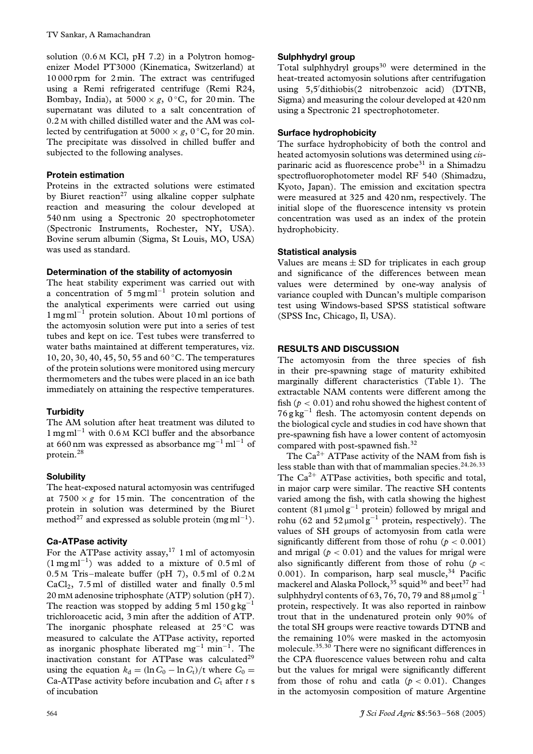solution (0.6 M KCl, pH 7.2) in a Polytron homogenizer Model PT3000 (Kinematica, Switzerland) at 10 000 rpm for 2 min. The extract was centrifuged using a Remi refrigerated centrifuge (Remi R24, Bombay, India), at 5000 × *g*, 0 °C, for 20 min. The supernatant was diluted to a salt concentration of 0.2 M with chilled distilled water and the AM was collected by centrifugation at 5000 × *g*, 0 °C, for 20 min. The precipitate was dissolved in chilled buffer and subjected to the following analyses.

### Protein estimation

Proteins in the extracted solutions were estimated by Biuret reaction[27] using alkaline copper sulphate reaction and measuring the colour developed at 540 nm using a Spectronic 20 spectrophotometer (Spectronic Instruments, Rochester, NY, USA). Bovine serum albumin (Sigma, St Louis, MO, USA) was used as standard.

### Determination of the stability of actomyosin

The heat stability experiment was carried out with a concentration of 5 mg ml$^{-1}$ protein solution and the analytical experiments were carried out using 1 mg ml$^{-1}$ protein solution. About 10 ml portions of the actomyosin solution were put into a series of test tubes and kept on ice. Test tubes were transferred to water baths maintained at different temperatures, viz. 10, 20, 30, 40, 45, 50, 55 and 60 °C. The temperatures of the protein solutions were monitored using mercury thermometers and the tubes were placed in an ice bath immediately on attaining the respective temperatures.

### Turbidity

The AM solution after heat treatment was diluted to 1 mg ml$^{-1}$ with 0.6 M KCl buffer and the absorbance at 660 nm was expressed as absorbance mg$^{-1}$ ml$^{-1}$ of protein.[28]

### Solubility

The heat-exposed natural actomyosin was centrifuged at 7500 × *g* for 15 min. The concentration of the protein in solution was determined by the Biuret method[27] and expressed as soluble protein (mg ml$^{-1}$).

### Ca-ATPase activity

For the ATPase activity assay,[17] 1 ml of actomyosin (1 mg ml$^{-1}$) was added to a mixture of 0.5 ml of 0.5 M Tris–maleate buffer (pH 7), 0.5 ml of 0.2 M $CaCl_2$, 7.5 ml of distilled water and finally 0.5 ml 20 mM adenosine triphosphate (ATP) solution (pH 7). The reaction was stopped by adding 5 ml 150 g kg$^{-1}$ trichloroacetic acid, 3 min after the addition of ATP. The inorganic phosphate released at 25 °C was measured to calculate the ATPase activity, reported as inorganic phosphate liberated mg$^{-1}$ min$^{-1}$. The inactivation constant for ATPase was calculated[29] using the equation $k_d = (\ln C_0 - \ln C_t)/t$ where $C_0 =$ Ca-ATPase activity before incubation and $C_t$ after $t$ s of incubation

### Sulphhydryl group

Total sulphhydryl groups[30] were determined in the heat-treated actomyosin solutions after centrifugation using 5,5′dithiobis(2 nitrobenzoic acid) (DTNB, Sigma) and measuring the colour developed at 420 nm using a Spectronic 21 spectrophotometer.

### Surface hydrophobicity

The surface hydrophobicity of both the control and heated actomyosin solutions was determined using *cis*-parinaric acid as fluorescence probe[31] in a Shimadzu spectrofluorophotometer model RF 540 (Shimadzu, Kyoto, Japan). The emission and excitation spectra were measured at 325 and 420 nm, respectively. The initial slope of the fluorescence intensity vs protein concentration was used as an index of the protein hydrophobicity.

### Statistical analysis

Values are means ± SD for triplicates in each group and significance of the differences between mean values were determined by one-way analysis of variance coupled with Duncan's multiple comparison test using Windows-based SPSS statistical software (SPSS Inc, Chicago, Il, USA).

## RESULTS AND DISCUSSION

The actomyosin from the three species of fish in their pre-spawning stage of maturity exhibited marginally different characteristics (Table 1). The extractable NAM contents were different among the fish ($p < 0.01$) and rohu showed the highest content of 76 g kg$^{-1}$ flesh. The actomyosin content depends on the biological cycle and studies in cod have shown that pre-spawning fish have a lower content of actomyosin compared with post-spawned fish.[32]

The $Ca^{2+}$ ATPase activity of the NAM from fish is less stable than with that of mammalian species.[24,26,33] The $Ca^{2+}$ ATPase activities, both specific and total, in major carp were similar. The reactive SH contents varied among the fish, with catla showing the highest content (81 µmol g$^{-1}$ protein) followed by mrigal and rohu (62 and 52 µmol g$^{-1}$ protein, respectively). The values of SH groups of actomyosin from catla were significantly different from those of rohu ($p < 0.001$) and mrigal ($p < 0.01$) and the values for mrigal were also significantly different from those of rohu ($p < 0.001$). In comparison, harp seal muscle,[34] Pacific mackerel and Alaska Pollock,[35] squid[36] and beet[37] had sulphhydryl contents of 63, 76, 70, 79 and 88 µmol g$^{-1}$ protein, respectively. It was also reported in rainbow trout that in the undenatured protein only 90% of the total SH groups were reactive towards DTNB and the remaining 10% were masked in the actomyosin molecule.[35,30] There were no significant differences in the CPA fluorescence values between rohu and calta but the values for mrigal were significantly different from those of rohu and catla ($p < 0.01$). Changes in the actomyosin composition of mature Argentine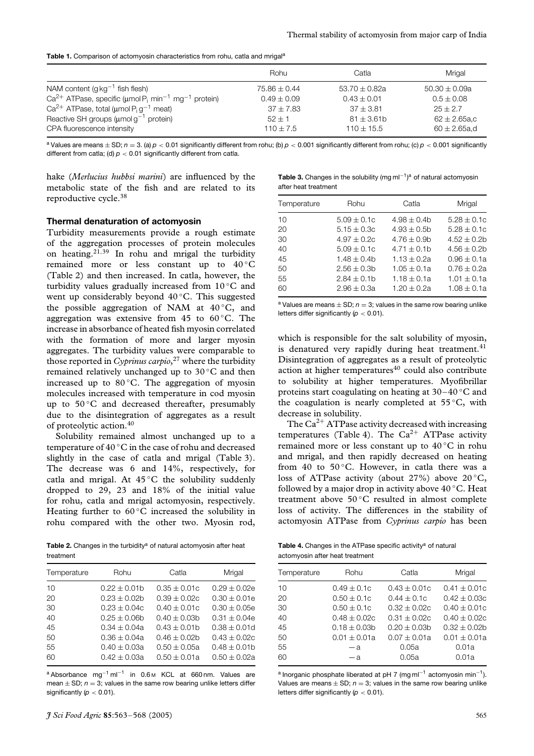**Table 1.** Comparison of actomyosin characteristics from rohu, catla and mrigal[a]

| | Rohu | Catla | Mrigal |
|---|---|---|---|
| NAM content ($g\,kg^{-1}$ fish flesh) | $75.86 \pm 0.44$ | $53.70 \pm 0.82$a | $50.30 \pm 0.09$a |
| $Ca^{2+}$ ATPase, specific ($\mu mol\,P_i\,min^{-1}\,mg^{-1}$ protein) | $0.49 \pm 0.09$ | $0.43 \pm 0.01$ | $0.5 \pm 0.08$ |
| $Ca^{2+}$ ATPase, total ($\mu mol\,P_i\,g^{-1}$ meat) | $37 \pm 7.83$ | $37 \pm 3.81$ | $25 \pm 2.7$ |
| Reactive SH groups ($\mu mol\,g^{-1}$ protein) | $52 \pm 1$ | $81 \pm 3.61$b | $62 \pm 2.65$a,c |
| CPA fluorescence intensity | $110 \pm 7.5$ | $110 \pm 15.5$ | $60 \pm 2.65$a,d |

[a] Values are means ± SD; $n = 3$. (a) $p < 0.01$ significantly different from rohu; (b) $p < 0.001$ significantly different from rohu; (c) $p < 0.001$ significantly different from catla; (d) $p < 0.01$ significantly different from catla.

hake (*Merlucius hubbsi marini*) are influenced by the metabolic state of the fish and are related to its reproductive cycle.[38]

### Thermal denaturation of actomyosin

Turbidity measurements provide a rough estimate of the aggregation processes of protein molecules on heating.[21,39] In rohu and mrigal the turbidity remained more or less constant up to 40 °C (Table 2) and then increased. In catla, however, the turbidity values gradually increased from 10 °C and went up considerably beyond 40 °C. This suggested the possible aggregation of NAM at 40 °C, and aggregation was extensive from 45 to 60 °C. The increase in absorbance of heated fish myosin correlated with the formation of more and larger myosin aggregates. The turbidity values were comparable to those reported in *Cyprinus carpio*,[27] where the turbidity remained relatively unchanged up to 30 °C and then increased up to 80 °C. The aggregation of myosin molecules increased with temperature in cod myosin up to 50 °C and decreased thereafter, presumably due to the disintegration of aggregates as a result of proteolytic action.[40]

Solubility remained almost unchanged up to a temperature of 40 °C in the case of rohu and decreased slightly in the case of catla and mrigal (Table 3). The decrease was 6 and 14%, respectively, for catla and mrigal. At 45 °C the solubility suddenly dropped to 29, 23 and 18% of the initial value for rohu, catla and mrigal actomyosin, respectively. Heating further to 60 °C increased the solubility in rohu compared with the other two. Myosin rod, which is responsible for the salt solubility of myosin, is denatured very rapidly during heat treatment.[41] Disintegration of aggregates as a result of proteolytic action at higher temperatures[40] could also contribute to solubility at higher temperatures. Myofibrillar proteins start coagulating on heating at 30–40 °C and the coagulation is nearly completed at 55 °C, with decrease in solubility.

The $Ca^{2+}$ ATPase activity decreased with increasing temperatures (Table 4). The $Ca^{2+}$ ATPase activity remained more or less constant up to 40 °C in rohu and mrigal, and then rapidly decreased on heating from 40 to 50 °C. However, in catla there was a loss of ATPase activity (about 27%) above 20 °C, followed by a major drop in activity above 40 °C. Heat treatment above 50 °C resulted in almost complete loss of activity. The differences in the stability of actomyosin ATPase from *Cyprinus carpio* has been

**Table 2.** Changes in the turbidity[a] of natural actomyosin after heat treatment

| Temperature | Rohu | Catla | Mrigal |
|---|---|---|---|
| 10 | $0.22 \pm 0.01$b | $0.35 \pm 0.01$c | $0.29 \pm 0.02$e |
| 20 | $0.23 \pm 0.02$b | $0.39 \pm 0.02$c | $0.30 \pm 0.01$e |
| 30 | $0.23 \pm 0.04$c | $0.40 \pm 0.01$c | $0.30 \pm 0.05$e |
| 40 | $0.25 \pm 0.06$b | $0.40 \pm 0.03$b | $0.31 \pm 0.04$e |
| 45 | $0.34 \pm 0.04$a | $0.43 \pm 0.01$b | $0.38 \pm 0.01$d |
| 50 | $0.36 \pm 0.04$a | $0.46 \pm 0.02$b | $0.43 \pm 0.02$c |
| 55 | $0.40 \pm 0.03$a | $0.50 \pm 0.05$a | $0.48 \pm 0.01$b |
| 60 | $0.42 \pm 0.03$a | $0.50 \pm 0.01$a | $0.50 \pm 0.02$a |

[a] Absorbance $mg^{-1}\,ml^{-1}$ in 0.6 M KCL at 660 nm. Values are mean ± SD; $n = 3$; values in the same row bearing unlike letters differ significantly ($p < 0.01$).

**Table 3.** Changes in the solubility ($mg\,ml^{-1}$)[a] of natural actomyosin after heat treatment

| Temperature | Rohu | Catla | Mrigal |
|---|---|---|---|
| 10 | $5.09 \pm 0.1$c | $4.98 \pm 0.4$b | $5.28 \pm 0.1$c |
| 20 | $5.15 \pm 0.3$c | $4.93 \pm 0.5$b | $5.28 \pm 0.1$c |
| 30 | $4.97 \pm 0.2$c | $4.76 \pm 0.9$b | $4.52 \pm 0.2$b |
| 40 | $5.09 \pm 0.1$c | $4.71 \pm 0.1$b | $4.56 \pm 0.2$b |
| 45 | $1.48 \pm 0.4$b | $1.13 \pm 0.2$a | $0.96 \pm 0.1$a |
| 50 | $2.56 \pm 0.3$b | $1.05 \pm 0.1$a | $0.76 \pm 0.2$a |
| 55 | $2.84 \pm 0.1$b | $1.18 \pm 0.1$a | $1.01 \pm 0.1$a |
| 60 | $2.96 \pm 0.3$a | $1.20 \pm 0.2$a | $1.08 \pm 0.1$a |

[a] Values are means ± SD; $n = 3$; values in the same row bearing unlike letters differ significantly ($p < 0.01$).

**Table 4.** Changes in the ATPase specific activity[a] of natural actomyosin after heat treatment

| Temperature | Rohu | Catla | Mrigal |
|---|---|---|---|
| 10 | $0.49 \pm 0.1$c | $0.43 \pm 0.01$c | $0.41 \pm 0.01$c |
| 20 | $0.50 \pm 0.1$c | $0.44 \pm 0.1$c | $0.42 \pm 0.03$c |
| 30 | $0.50 \pm 0.1$c | $0.32 \pm 0.02$c | $0.40 \pm 0.01$c |
| 40 | $0.48 \pm 0.02$c | $0.31 \pm 0.02$c | $0.40 \pm 0.02$c |
| 45 | $0.18 \pm 0.03$b | $0.20 \pm 0.03$b | $0.32 \pm 0.02$b |
| 50 | $0.01 \pm 0.01$a | $0.07 \pm 0.01$a | $0.01 \pm 0.01$a |
| 55 | −a | 0.05a | 0.01a |
| 60 | −a | 0.05a | 0.01a |

[a] Inorganic phosphate liberated at pH 7 ($mg\,ml^{-1}$ actomyosin $min^{-1}$). Values are means ± SD; $n = 3$; values in the same row bearing unlike letters differ significantly ($p < 0.01$).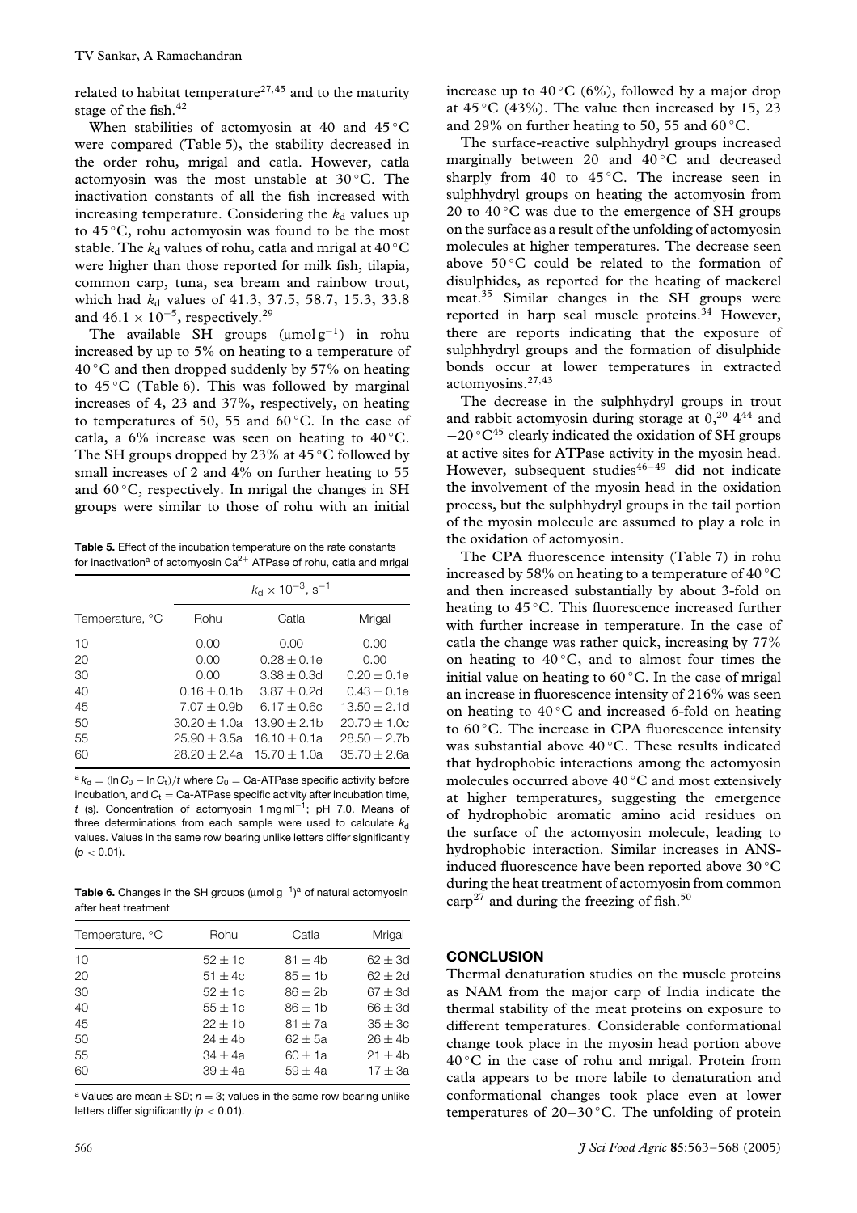related to habitat temperature[27,45] and to the maturity stage of the fish.[42]

When stabilities of actomyosin at 40 and 45 °C were compared (Table 5), the stability decreased in the order rohu, mrigal and catla. However, catla actomyosin was the most unstable at 30 °C. The inactivation constants of all the fish increased with increasing temperature. Considering the $k_d$ values up to 45 °C, rohu actomyosin was found to be the most stable. The $k_d$ values of rohu, catla and mrigal at 40 °C were higher than those reported for milk fish, tilapia, common carp, tuna, sea bream and rainbow trout, which had $k_d$ values of 41.3, 37.5, 58.7, 15.3, 33.8 and $46.1 \times 10^{-5}$, respectively.[29]

The available SH groups ($\mu mol\, g^{-1}$) in rohu increased by up to 5% on heating to a temperature of 40 °C and then dropped suddenly by 57% on heating to 45 °C (Table 6). This was followed by marginal increases of 4, 23 and 37%, respectively, on heating to temperatures of 50, 55 and 60 °C. In the case of catla, a 6% increase was seen on heating to 40 °C. The SH groups dropped by 23% at 45 °C followed by small increases of 2 and 4% on further heating to 55 and 60 °C, respectively. In mrigal the changes in SH groups were similar to those of rohu with an initial increase up to 40 °C (6%), followed by a major drop at 45 °C (43%). The value then increased by 15, 23 and 29% on further heating to 50, 55 and 60 °C.

**Table 5.** Effect of the incubation temperature on the rate constants for inactivation[a] of actomyosin $Ca^{2+}$ ATPase of rohu, catla and mrigal

| | $k_d \times 10^{-3}$, $s^{-1}$ | | |
|---|---|---|---|
| Temperature, °C | Rohu | Catla | Mrigal |
| 10 | 0.00 | 0.00 | 0.00 |
| 20 | 0.00 | 0.28 ± 0.1e | 0.00 |
| 30 | 0.00 | 3.38 ± 0.3d | 0.20 ± 0.1e |
| 40 | 0.16 ± 0.1b | 3.87 ± 0.2d | 0.43 ± 0.1e |
| 45 | 7.07 ± 0.9b | 6.17 ± 0.6c | 13.50 ± 2.1d |
| 50 | 30.20 ± 1.0a | 13.90 ± 2.1b | 20.70 ± 1.0c |
| 55 | 25.90 ± 3.5a | 16.10 ± 0.1a | 28.50 ± 2.7b |
| 60 | 28.20 ± 2.4a | 15.70 ± 1.0a | 35.70 ± 2.6a |

[a] $k_d = (\ln C_0 - \ln C_t)/t$ where $C_0$ = Ca-ATPase specific activity before incubation, and $C_t$ = Ca-ATPase specific activity after incubation time, $t$ (s). Concentration of actomyosin 1 mg ml$^{-1}$; pH 7.0. Means of three determinations from each sample were used to calculate $k_d$ values. Values in the same row bearing unlike letters differ significantly ($p < 0.01$).

**Table 6.** Changes in the SH groups ($\mu mol\, g^{-1}$)[a] of natural actomyosin after heat treatment

| Temperature, °C | Rohu | Catla | Mrigal |
|---|---|---|---|
| 10 | 52 ± 1c | 81 ± 4b | 62 ± 3d |
| 20 | 51 ± 4c | 85 ± 1b | 62 ± 2d |
| 30 | 52 ± 1c | 86 ± 2b | 67 ± 3d |
| 40 | 55 ± 1c | 86 ± 1b | 66 ± 3d |
| 45 | 22 ± 1b | 81 ± 7a | 35 ± 3c |
| 50 | 24 ± 4b | 62 ± 5a | 26 ± 4b |
| 55 | 34 ± 4a | 60 ± 1a | 21 ± 4b |
| 60 | 39 ± 4a | 59 ± 4a | 17 ± 3a |

[a] Values are mean ± SD; $n = 3$; values in the same row bearing unlike letters differ significantly ($p < 0.01$).

The surface-reactive sulphhydryl groups increased marginally between 20 and 40 °C and decreased sharply from 40 to 45 °C. The increase seen in sulphhydryl groups on heating the actomyosin from 20 to 40 °C was due to the emergence of SH groups on the surface as a result of the unfolding of actomyosin molecules at higher temperatures. The decrease seen above 50 °C could be related to the formation of disulphides, as reported for the heating of mackerel meat.[35] Similar changes in the SH groups were reported in harp seal muscle proteins.[34] However, there are reports indicating that the exposure of sulphhydryl groups and the formation of disulphide bonds occur at lower temperatures in extracted actomyosins.[27,43]

The decrease in the sulphhydryl groups in trout and rabbit actomyosin during storage at 0,[20] 4[44] and −20 °C[45] clearly indicated the oxidation of SH groups at active sites for ATPase activity in the myosin head. However, subsequent studies[46–49] did not indicate the involvement of the myosin head in the oxidation process, but the sulphhydryl groups in the tail portion of the myosin molecule are assumed to play a role in the oxidation of actomyosin.

The CPA fluorescence intensity (Table 7) in rohu increased by 58% on heating to a temperature of 40 °C and then increased substantially by about 3-fold on heating to 45 °C. This fluorescence increased further with further increase in temperature. In the case of catla the change was rather quick, increasing by 77% on heating to 40 °C, and to almost four times the initial value on heating to 60 °C. In the case of mrigal an increase in fluorescence intensity of 216% was seen on heating to 40 °C and increased 6-fold on heating to 60 °C. The increase in CPA fluorescence intensity was substantial above 40 °C. These results indicated that hydrophobic interactions among the actomyosin molecules occurred above 40 °C and most extensively at higher temperatures, suggesting the emergence of hydrophobic aromatic amino acid residues on the surface of the actomyosin molecule, leading to hydrophobic interaction. Similar increases in ANS-induced fluorescence have been reported above 30 °C during the heat treatment of actomyosin from common carp[27] and during the freezing of fish.[50]

## CONCLUSION

Thermal denaturation studies on the muscle proteins as NAM from the major carp of India indicate the thermal stability of the meat proteins on exposure to different temperatures. Considerable conformational change took place in the myosin head portion above 40 °C in the case of rohu and mrigal. Protein from catla appears to be more labile to denaturation and conformational changes took place even at lower temperatures of 20–30 °C. The unfolding of protein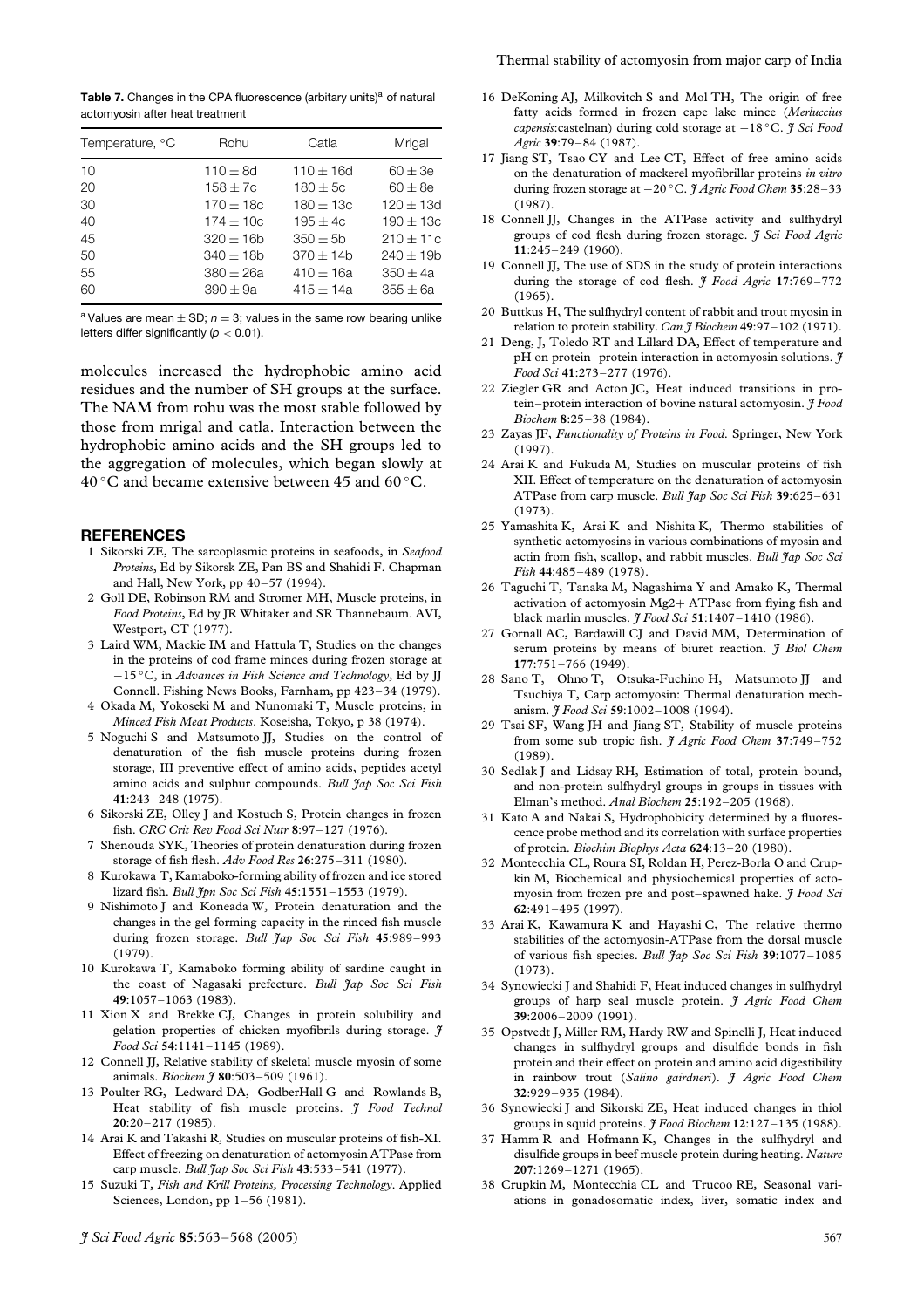**Table 7.** Changes in the CPA fluorescence (arbitary units)[a] of natural actomyosin after heat treatment

| Temperature, °C | Rohu | Catla | Mrigal |
|---|---|---|---|
| 10 | 110 ± 8d | 110 ± 16d | 60 ± 3e |
| 20 | 158 ± 7c | 180 ± 5c | 60 ± 8e |
| 30 | 170 ± 18c | 180 ± 13c | 120 ± 13d |
| 40 | 174 ± 10c | 195 ± 4c | 190 ± 13c |
| 45 | 320 ± 16b | 350 ± 5b | 210 ± 11c |
| 50 | 340 ± 18b | 370 ± 14b | 240 ± 19b |
| 55 | 380 ± 26a | 410 ± 16a | 350 ± 4a |
| 60 | 390 ± 9a | 415 ± 14a | 355 ± 6a |

[a] Values are mean ± SD; $n = 3$; values in the same row bearing unlike letters differ significantly ($p < 0.01$).

molecules increased the hydrophobic amino acid residues and the number of SH groups at the surface. The NAM from rohu was the most stable followed by those from mrigal and catla. Interaction between the hydrophobic amino acids and the SH groups led to the aggregation of molecules, which began slowly at 40 °C and became extensive between 45 and 60 °C.

## REFERENCES

1. Sikorski ZE, The sarcoplasmic proteins in seafoods, in *Seafood Proteins*, Ed by Sikorsk ZE, Pan BS and Shahidi F. Chapman and Hall, New York, pp 40–57 (1994).
2. Goll DE, Robinson RM and Stromer MH, Muscle proteins, in *Food Proteins*, Ed by JR Whitaker and SR Thannebaum. AVI, Westport, CT (1977).
3. Laird WM, Mackie IM and Hattula T, Studies on the changes in the proteins of cod frame minces during frozen storage at −15 °C, in *Advances in Fish Science and Technology*, Ed by JJ Connell. Fishing News Books, Farnham, pp 423–34 (1979).
4. Okada M, Yokoseki M and Nunomaki T, Muscle proteins, in *Minced Fish Meat Products*. Koseisha, Tokyo, p 38 (1974).
5. Noguchi S and Matsumoto JJ, Studies on the control of denaturation of the fish muscle proteins during frozen storage, III preventive effect of amino acids, peptides acetyl amino acids and sulphur compounds. *Bull Jap Soc Sci Fish* **41**:243–248 (1975).
6. Sikorski ZE, Olley J and Kostuch S, Protein changes in frozen fish. *CRC Crit Rev Food Sci Nutr* **8**:97–127 (1976).
7. Shenouda SYK, Theories of protein denaturation during frozen storage of fish flesh. *Adv Food Res* **26**:275–311 (1980).
8. Kurokawa T, Kamaboko-forming ability of frozen and ice stored lizard fish. *Bull Jpn Soc Sci Fish* **45**:1551–1553 (1979).
9. Nishimoto J and Koneada W, Protein denaturation and the changes in the gel forming capacity in the rinced fish muscle during frozen storage. *Bull Jap Soc Sci Fish* **45**:989–993 (1979).
10. Kurokawa T, Kamaboko forming ability of sardine caught in the coast of Nagasaki prefecture. *Bull Jap Soc Sci Fish* **49**:1057–1063 (1983).
11. Xion X and Brekke CJ, Changes in protein solubility and gelation properties of chicken myofibrils during storage. *J Food Sci* **54**:1141–1145 (1989).
12. Connell JJ, Relative stability of skeletal muscle myosin of some animals. *Biochem J* **80**:503–509 (1961).
13. Poulter RG, Ledward DA, GodberHall G and Rowlands B, Heat stability of fish muscle proteins. *J Food Technol* **20**:20–217 (1985).
14. Arai K and Takashi R, Studies on muscular proteins of fish-XI. Effect of freezing on denaturation of actomyosin ATPase from carp muscle. *Bull Jap Soc Sci Fish* **43**:533–541 (1977).
15. Suzuki T, *Fish and Krill Proteins, Processing Technology*. Applied Sciences, London, pp 1–56 (1981).
16. DeKoning AJ, Milkovitch S and Mol TH, The origin of free fatty acids formed in frozen cape lake mince (*Merluccius capensis*:castelnan) during cold storage at −18 °C. *J Sci Food Agric* **39**:79–84 (1987).
17. Jiang ST, Tsao CY and Lee CT, Effect of free amino acids on the denaturation of mackerel myofibrillar proteins *in vitro* during frozen storage at −20 °C. *J Agric Food Chem* **35**:28–33 (1987).
18. Connell JJ, Changes in the ATPase activity and sulfhydryl groups of cod flesh during frozen storage. *J Sci Food Agric* **11**:245–249 (1960).
19. Connell JJ, The use of SDS in the study of protein interactions during the storage of cod flesh. *J Food Agric* **17**:769–772 (1965).
20. Buttkus H, The sulfhydryl content of rabbit and trout myosin in relation to protein stability. *Can J Biochem* **49**:97–102 (1971).
21. Deng, J, Toledo RT and Lillard DA, Effect of temperature and pH on protein–protein interaction in actomyosin solutions. *J Food Sci* **41**:273–277 (1976).
22. Ziegler GR and Acton JC, Heat induced transitions in protein–protein interaction of bovine natural actomyosin. *J Food Biochem* **8**:25–38 (1984).
23. Zayas JF, *Functionality of Proteins in Food*. Springer, New York (1997).
24. Arai K and Fukuda M, Studies on muscular proteins of fish XII. Effect of temperature on the denaturation of actomyosin ATPase from carp muscle. *Bull Jap Soc Sci Fish* **39**:625–631 (1973).
25. Yamashita K, Arai K and Nishita K, Thermo stabilities of synthetic actomyosins in various combinations of myosin and actin from fish, scallop, and rabbit muscles. *Bull Jap Soc Sci Fish* **44**:485–489 (1978).
26. Taguchi T, Tanaka M, Nagashima Y and Amako K, Thermal activation of actomyosin Mg2+ ATPase from flying fish and black marlin muscles. *J Food Sci* **51**:1407–1410 (1986).
27. Gornall AC, Bardawill CJ and David MM, Determination of serum proteins by means of biuret reaction. *J Biol Chem* **177**:751–766 (1949).
28. Sano T, Ohno T, Otsuka-Fuchino H, Matsumoto JJ and Tsuchiya T, Carp actomyosin: Thermal denaturation mechanism. *J Food Sci* **59**:1002–1008 (1994).
29. Tsai SF, Wang JH and Jiang ST, Stability of muscle proteins from some sub tropic fish. *J Agric Food Chem* **37**:749–752 (1989).
30. Sedlak J and Lidsay RH, Estimation of total, protein bound, and non-protein sulfhydryl groups in groups in tissues with Elman's method. *Anal Biochem* **25**:192–205 (1968).
31. Kato A and Nakai S, Hydrophobicity determined by a fluorescence probe method and its correlation with surface properties of protein. *Biochim Biophys Acta* **624**:13–20 (1980).
32. Montecchia CL, Roura SI, Roldan H, Perez-Borla O and Crupkin M, Biochemical and physiochemical properties of actomyosin from frozen pre and post–spawned hake. *J Food Sci* **62**:491–495 (1997).
33. Arai K, Kawamura K and Hayashi C, The relative thermo stabilities of the actomyosin-ATPase from the dorsal muscle of various fish species. *Bull Jap Soc Sci Fish* **39**:1077–1085 (1973).
34. Synowiecki J and Shahidi F, Heat induced changes in sulfhydryl groups of harp seal muscle protein. *J Agric Food Chem* **39**:2006–2009 (1991).
35. Opstvedt J, Miller RM, Hardy RW and Spinelli J, Heat induced changes in sulfhydryl groups and disulfide bonds in fish protein and their effect on protein and amino acid digestibility in rainbow trout (*Salino gairdneri*). *J Agric Food Chem* **32**:929–935 (1984).
36. Synowiecki J and Sikorski ZE, Heat induced changes in thiol groups in squid proteins. *J Food Biochem* **12**:127–135 (1988).
37. Hamm R and Hofmann K, Changes in the sulfhydryl and disulfide groups in beef muscle protein during heating. *Nature* **207**:1269–1271 (1965).
38. Crupkin M, Montecchia CL and Trucoo RE, Seasonal variations in gonadosomatic index, liver, somatic index and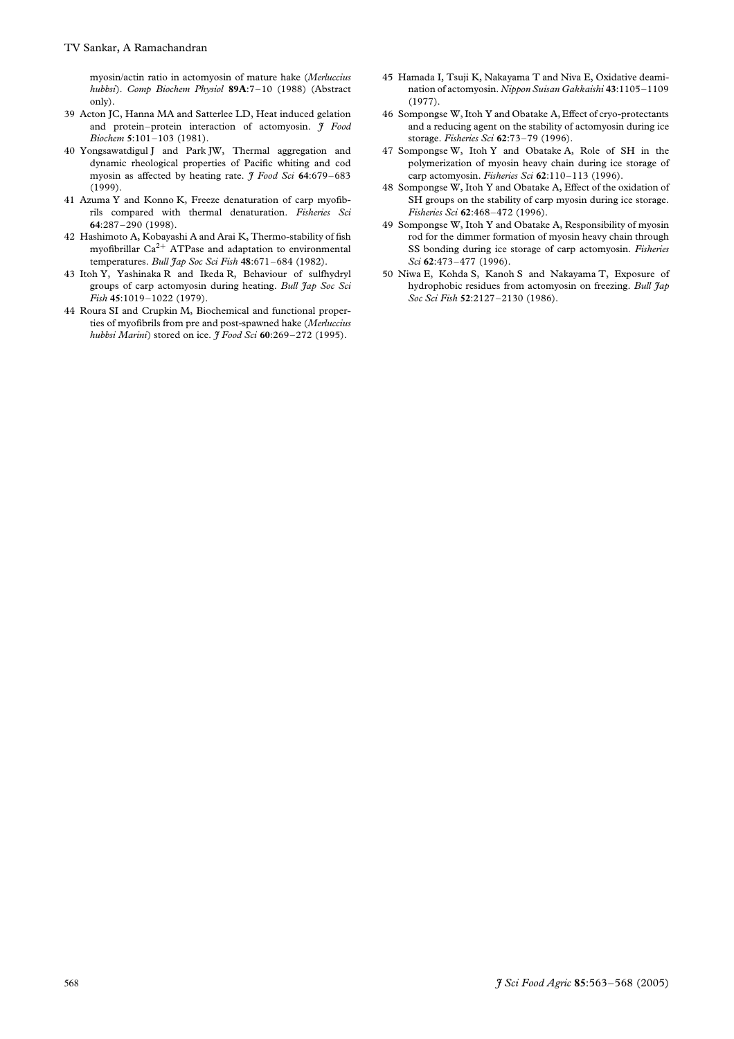myosin/actin ratio in actomyosin of mature hake (*Merluccius hubbsi*). *Comp Biochem Physiol* **89A**:7–10 (1988) (Abstract only).

39 Acton JC, Hanna MA and Satterlee LD, Heat induced gelation and protein–protein interaction of actomyosin. *J Food Biochem* **5**:101–103 (1981).

40 Yongsawatdigul J and Park JW, Thermal aggregation and dynamic rheological properties of Pacific whiting and cod myosin as affected by heating rate. *J Food Sci* **64**:679–683 (1999).

41 Azuma Y and Konno K, Freeze denaturation of carp myofibrils compared with thermal denaturation. *Fisheries Sci* **64**:287–290 (1998).

42 Hashimoto A, Kobayashi A and Arai K, Thermo-stability of fish myofibrillar $Ca^{2+}$ ATPase and adaptation to environmental temperatures. *Bull Jap Soc Sci Fish* **48**:671–684 (1982).

43 Itoh Y, Yashinaka R and Ikeda R, Behaviour of sulfhydryl groups of carp actomyosin during heating. *Bull Jap Soc Sci Fish* **45**:1019–1022 (1979).

44 Roura SI and Crupkin M, Biochemical and functional properties of myofibrils from pre and post-spawned hake (*Merluccius hubbsi Marini*) stored on ice. *J Food Sci* **60**:269–272 (1995).

45 Hamada I, Tsuji K, Nakayama T and Niva E, Oxidative deamination of actomyosin. *Nippon Suisan Gakkaishi* **43**:1105–1109 (1977).

46 Sompongse W, Itoh Y and Obatake A, Effect of cryo-protectants and a reducing agent on the stability of actomyosin during ice storage. *Fisheries Sci* **62**:73–79 (1996).

47 Sompongse W, Itoh Y and Obatake A, Role of SH in the polymerization of myosin heavy chain during ice storage of carp actomyosin. *Fisheries Sci* **62**:110–113 (1996).

48 Sompongse W, Itoh Y and Obatake A, Effect of the oxidation of SH groups on the stability of carp myosin during ice storage. *Fisheries Sci* **62**:468–472 (1996).

49 Sompongse W, Itoh Y and Obatake A, Responsibility of myosin rod for the dimmer formation of myosin heavy chain through SS bonding during ice storage of carp actomyosin. *Fisheries Sci* **62**:473–477 (1996).

50 Niwa E, Kohda S, Kanoh S and Nakayama T, Exposure of hydrophobic residues from actomyosin on freezing. *Bull Jap Soc Sci Fish* **52**:2127–2130 (1986).